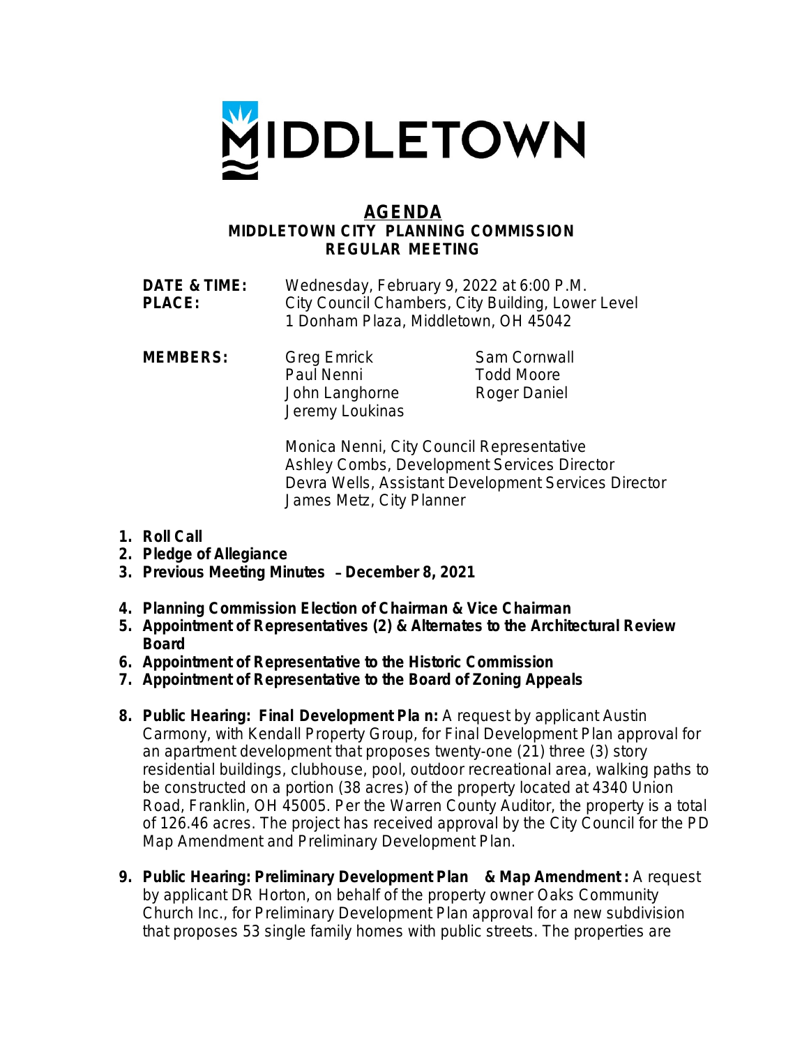MIDDLETOWN

# AGENDA

## MIDDLETOWN CITY PLANNING COMMISSION
## REGULAR MEETING

**DATE & TIME:** Wednesday, February 9, 2022 at 6:00 P.M.
**PLACE:** City Council Chambers, City Building, Lower Level
1 Donham Plaza, Middletown, OH 45042

**MEMBERS:**
Greg Emrick
Paul Nenni
John Langhorne
Jeremy Loukinas
Sam Cornwall
Todd Moore
Roger Daniel

Monica Nenni, City Council Representative
Ashley Combs, Development Services Director
Devra Wells, Assistant Development Services Director
James Metz, City Planner

1. **Roll Call**
2. **Pledge of Allegiance**
3. **Previous Meeting Minutes – December 8, 2021**
4. **Planning Commission Election of Chairman & Vice Chairman**
5. **Appointment of Representatives (2) & Alternates to the Architectural Review Board**
6. **Appointment of Representative to the Historic Commission**
7. **Appointment of Representative to the Board of Zoning Appeals**
8. **Public Hearing: Final Development Plan:** A request by applicant Austin Carmony, with Kendall Property Group, for Final Development Plan approval for an apartment development that proposes twenty-one (21) three (3) story residential buildings, clubhouse, pool, outdoor recreational area, walking paths to be constructed on a portion (38 acres) of the property located at 4340 Union Road, Franklin, OH 45005. Per the Warren County Auditor, the property is a total of 126.46 acres. The project has received approval by the City Council for the PD Map Amendment and Preliminary Development Plan.
9. **Public Hearing: Preliminary Development Plan & Map Amendment:** A request by applicant DR Horton, on behalf of the property owner Oaks Community Church Inc., for Preliminary Development Plan approval for a new subdivision that proposes 53 single family homes with public streets. The properties are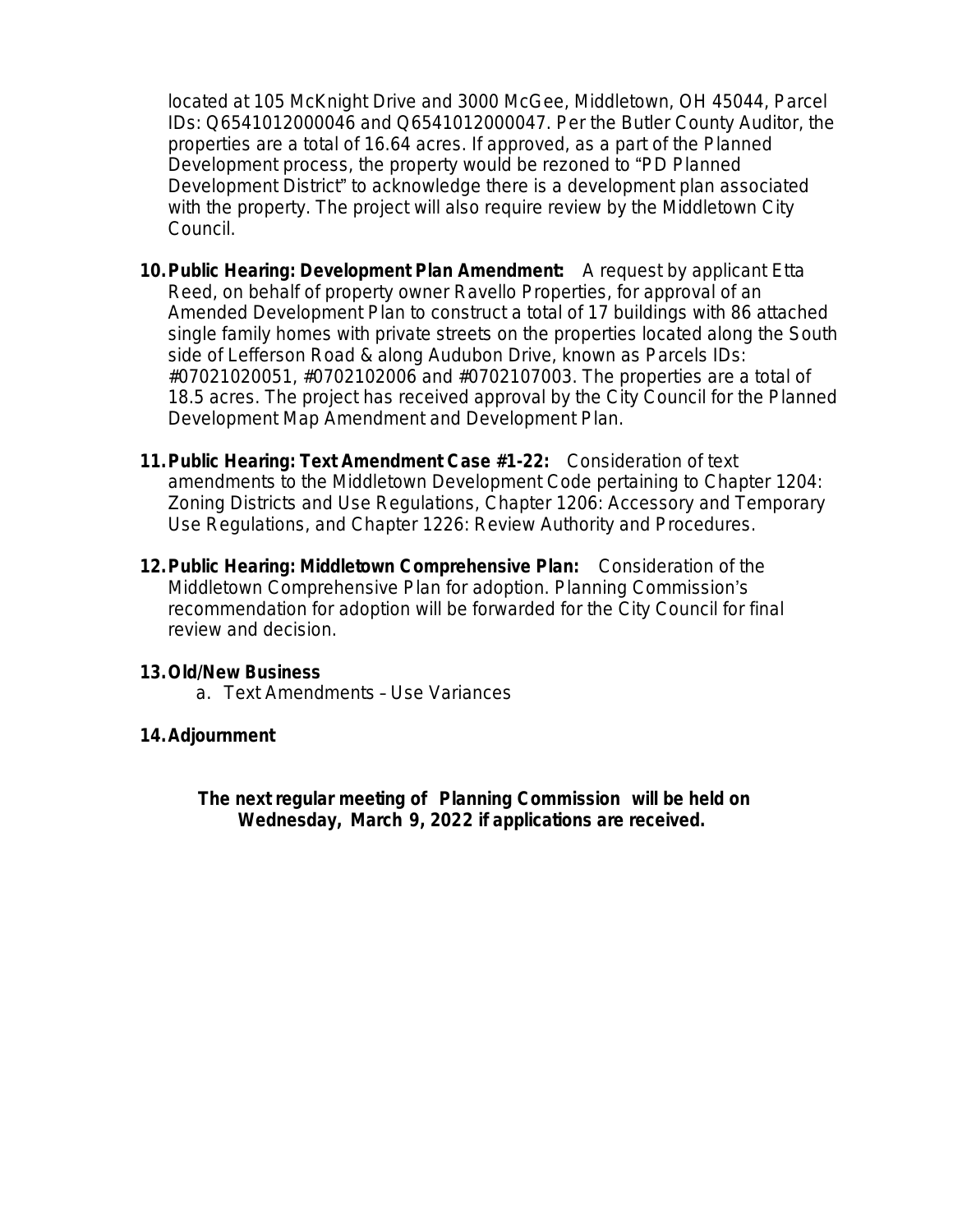located at 105 McKnight Drive and 3000 McGee, Middletown, OH 45044, Parcel IDs: Q6541012000046 and Q6541012000047. Per the Butler County Auditor, the properties are a total of 16.64 acres. If approved, as a part of the Planned Development process, the property would be rezoned to "PD Planned Development District" to acknowledge there is a development plan associated with the property. The project will also require review by the Middletown City Council.

10. **Public Hearing: Development Plan Amendment:** A request by applicant Etta Reed, on behalf of property owner Ravello Properties, for approval of an Amended Development Plan to construct a total of 17 buildings with 86 attached single family homes with private streets on the properties located along the South side of Lefferson Road & along Audubon Drive, known as Parcels IDs: #07021020051, #0702102006 and #0702107003. The properties are a total of 18.5 acres. The project has received approval by the City Council for the Planned Development Map Amendment and Development Plan.

11. **Public Hearing: Text Amendment Case #1-22:** Consideration of text amendments to the Middletown Development Code pertaining to Chapter 1204: Zoning Districts and Use Regulations, Chapter 1206: Accessory and Temporary Use Regulations, and Chapter 1226: Review Authority and Procedures.

12. **Public Hearing: Middletown Comprehensive Plan:** Consideration of the Middletown Comprehensive Plan for adoption. Planning Commission's recommendation for adoption will be forwarded for the City Council for final review and decision.

13. **Old/New Business**
    a. Text Amendments – Use Variances

14. **Adjournment**

**The next regular meeting of Planning Commission will be held on Wednesday, March 9, 2022 if applications are received.**